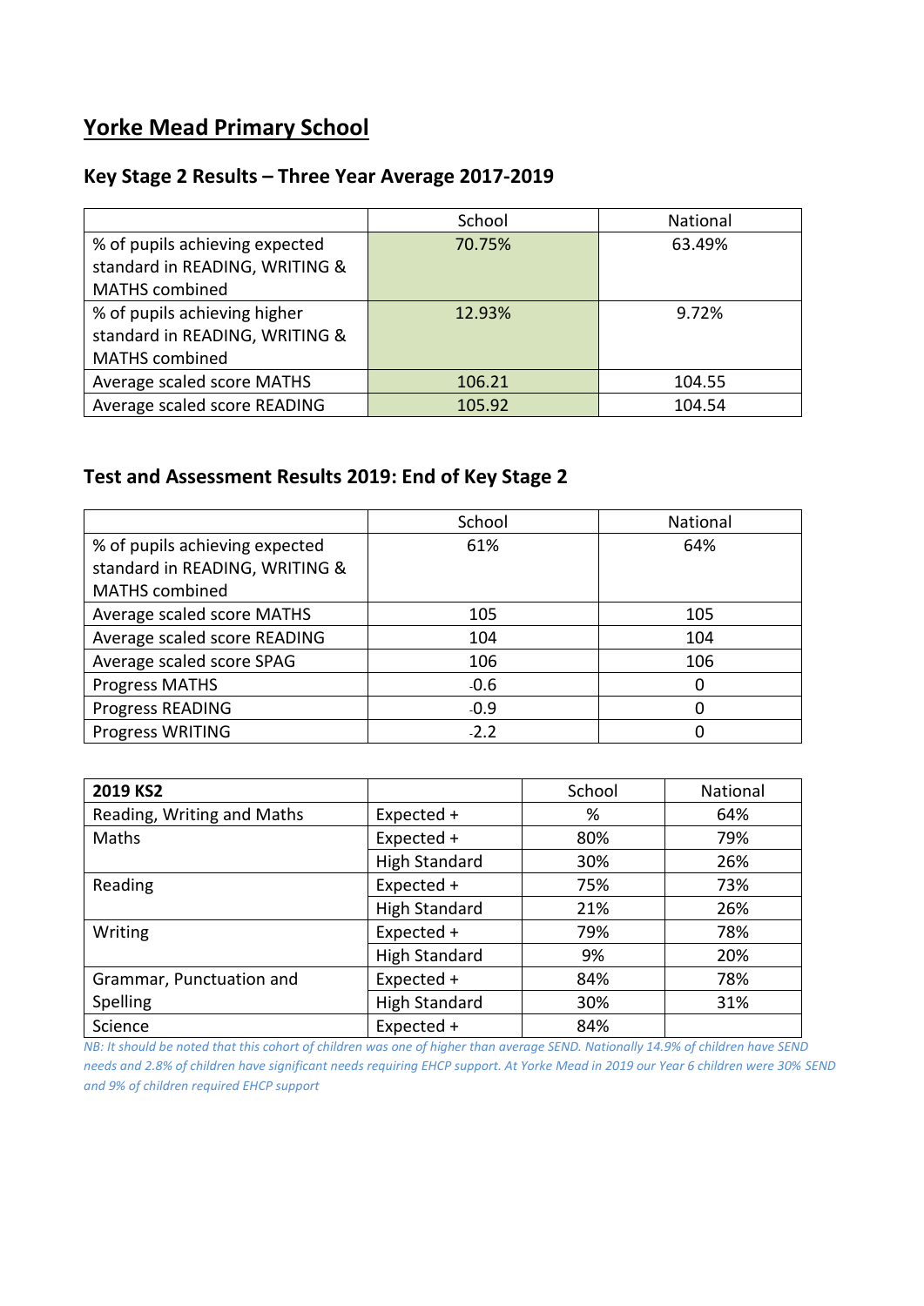# Yorke Mead Primary School

## Key Stage 2 Results – Three Year Average 2017-2019

| | School | National |
|---|---|---|
| % of pupils achieving expected standard in READING, WRITING & MATHS combined | 70.75% | 63.49% |
| % of pupils achieving higher standard in READING, WRITING & MATHS combined | 12.93% | 9.72% |
| Average scaled score MATHS | 106.21 | 104.55 |
| Average scaled score READING | 105.92 | 104.54 |

## Test and Assessment Results 2019: End of Key Stage 2

| | School | National |
|---|---|---|
| % of pupils achieving expected standard in READING, WRITING & MATHS combined | 61% | 64% |
| Average scaled score MATHS | 105 | 105 |
| Average scaled score READING | 104 | 104 |
| Average scaled score SPAG | 106 | 106 |
| Progress MATHS | -0.6 | 0 |
| Progress READING | -0.9 | 0 |
| Progress WRITING | -2.2 | 0 |

| **2019 KS2** | | School | National |
|---|---|---|---|
| Reading, Writing and Maths | Expected + | % | 64% |
| Maths | Expected + | 80% | 79% |
| | High Standard | 30% | 26% |
| Reading | Expected + | 75% | 73% |
| | High Standard | 21% | 26% |
| Writing | Expected + | 79% | 78% |
| | High Standard | 9% | 20% |
| Grammar, Punctuation and Spelling | Expected + | 84% | 78% |
| | High Standard | 30% | 31% |
| Science | Expected + | 84% | |

*NB: It should be noted that this cohort of children was one of higher than average SEND. Nationally 14.9% of children have SEND needs and 2.8% of children have significant needs requiring EHCP support. At Yorke Mead in 2019 our Year 6 children were 30% SEND and 9% of children required EHCP support*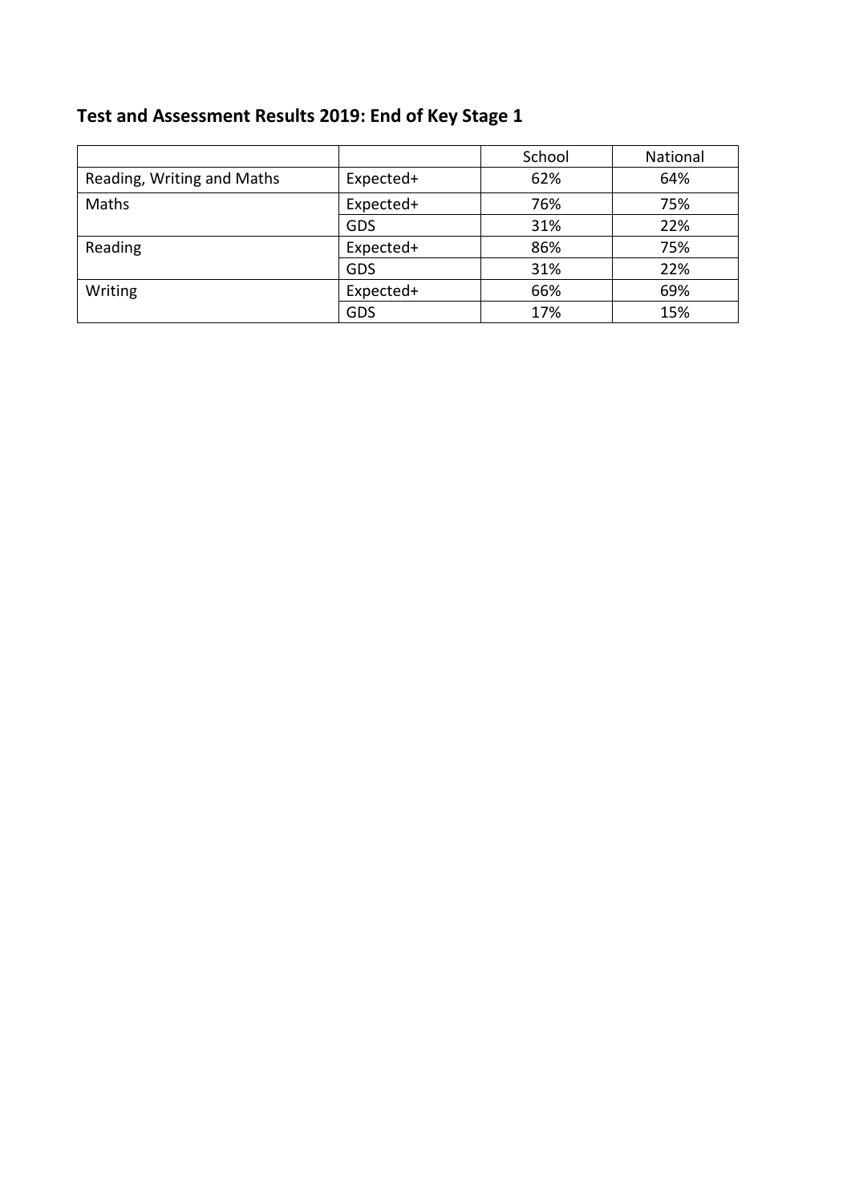## Test and Assessment Results 2019: End of Key Stage 1

| | | School | National |
|---|---|---|---|
| Reading, Writing and Maths | Expected+ | 62% | 64% |
| Maths | Expected+ | 76% | 75% |
| | GDS | 31% | 22% |
| Reading | Expected+ | 86% | 75% |
| | GDS | 31% | 22% |
| Writing | Expected+ | 66% | 69% |
| | GDS | 17% | 15% |